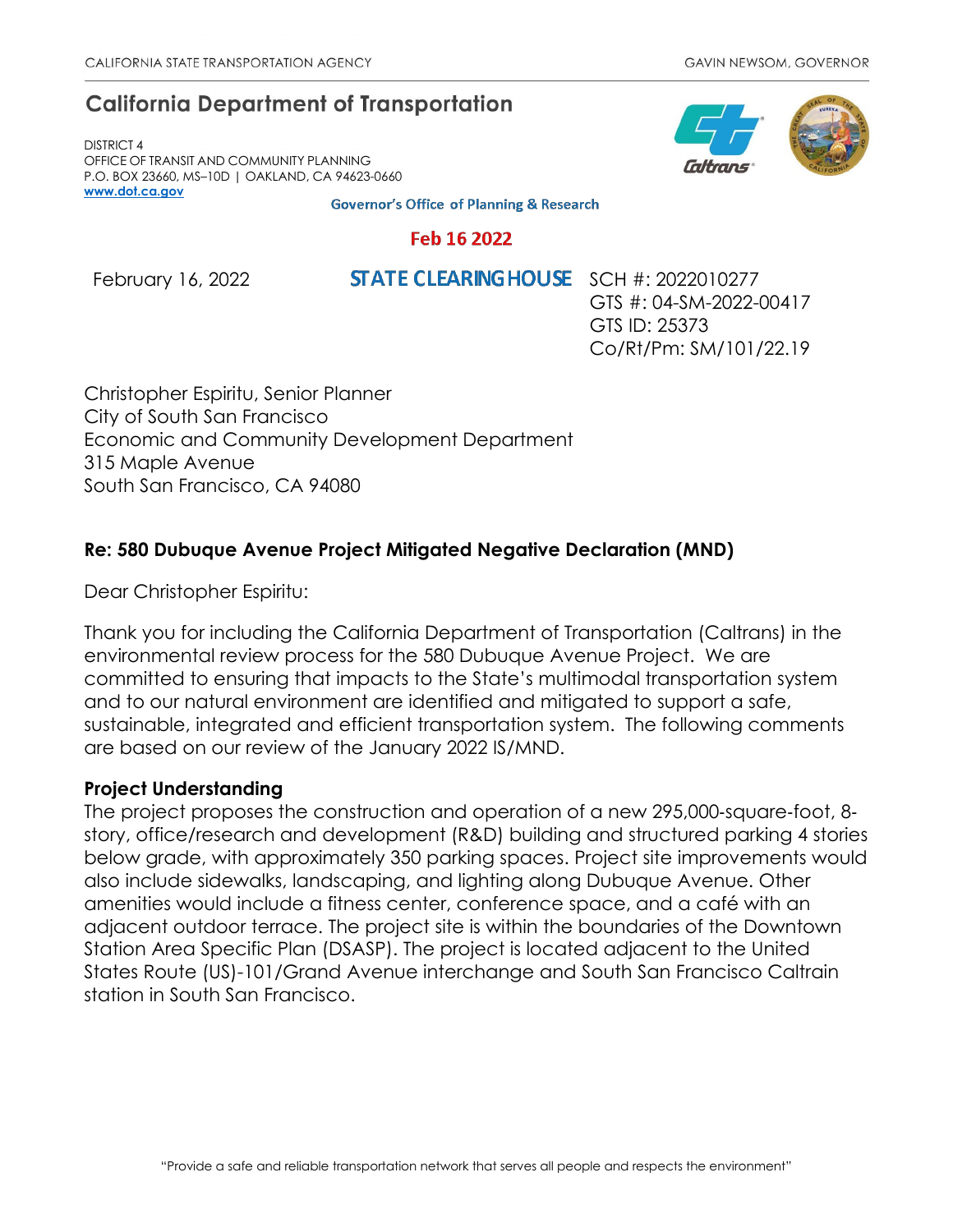CALIFORNIA STATE TRANSPORTATION AGENCY GAVIN NEWSOM, GOVERNOR

## California Department of Transportation

DISTRICT 4
OFFICE OF TRANSIT AND COMMUNITY PLANNING
P.O. BOX 23660, MS–10D | OAKLAND, CA 94623-0660
www.dot.ca.gov

Governor's Office of Planning & Research

Feb 16 2022

STATE CLEARINGHOUSE

February 16, 2022

SCH #: 2022010277
GTS #: 04-SM-2022-00417
GTS ID: 25373
Co/Rt/Pm: SM/101/22.19

Christopher Espiritu, Senior Planner
City of South San Francisco
Economic and Community Development Department
315 Maple Avenue
South San Francisco, CA 94080

**Re: 580 Dubuque Avenue Project Mitigated Negative Declaration (MND)**

Dear Christopher Espiritu:

Thank you for including the California Department of Transportation (Caltrans) in the environmental review process for the 580 Dubuque Avenue Project. We are committed to ensuring that impacts to the State's multimodal transportation system and to our natural environment are identified and mitigated to support a safe, sustainable, integrated and efficient transportation system. The following comments are based on our review of the January 2022 IS/MND.

**Project Understanding**

The project proposes the construction and operation of a new 295,000-square-foot, 8-story, office/research and development (R&D) building and structured parking 4 stories below grade, with approximately 350 parking spaces. Project site improvements would also include sidewalks, landscaping, and lighting along Dubuque Avenue. Other amenities would include a fitness center, conference space, and a café with an adjacent outdoor terrace. The project site is within the boundaries of the Downtown Station Area Specific Plan (DSASP). The project is located adjacent to the United States Route (US)-101/Grand Avenue interchange and South San Francisco Caltrain station in South San Francisco.

"Provide a safe and reliable transportation network that serves all people and respects the environment"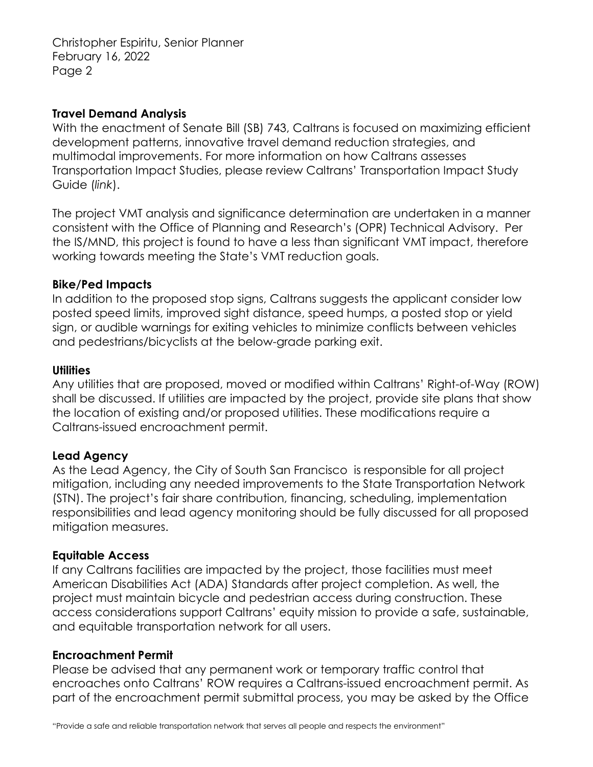**Travel Demand Analysis**

With the enactment of Senate Bill (SB) 743, Caltrans is focused on maximizing efficient development patterns, innovative travel demand reduction strategies, and multimodal improvements. For more information on how Caltrans assesses Transportation Impact Studies, please review Caltrans' Transportation Impact Study Guide (*link*).

The project VMT analysis and significance determination are undertaken in a manner consistent with the Office of Planning and Research's (OPR) Technical Advisory. Per the IS/MND, this project is found to have a less than significant VMT impact, therefore working towards meeting the State's VMT reduction goals.

**Bike/Ped Impacts**

In addition to the proposed stop signs, Caltrans suggests the applicant consider low posted speed limits, improved sight distance, speed humps, a posted stop or yield sign, or audible warnings for exiting vehicles to minimize conflicts between vehicles and pedestrians/bicyclists at the below-grade parking exit.

**Utilities**

Any utilities that are proposed, moved or modified within Caltrans' Right-of-Way (ROW) shall be discussed. If utilities are impacted by the project, provide site plans that show the location of existing and/or proposed utilities. These modifications require a Caltrans-issued encroachment permit.

**Lead Agency**

As the Lead Agency, the City of South San Francisco is responsible for all project mitigation, including any needed improvements to the State Transportation Network (STN). The project's fair share contribution, financing, scheduling, implementation responsibilities and lead agency monitoring should be fully discussed for all proposed mitigation measures.

**Equitable Access**

If any Caltrans facilities are impacted by the project, those facilities must meet American Disabilities Act (ADA) Standards after project completion. As well, the project must maintain bicycle and pedestrian access during construction. These access considerations support Caltrans' equity mission to provide a safe, sustainable, and equitable transportation network for all users.

**Encroachment Permit**

Please be advised that any permanent work or temporary traffic control that encroaches onto Caltrans' ROW requires a Caltrans-issued encroachment permit. As part of the encroachment permit submittal process, you may be asked by the Office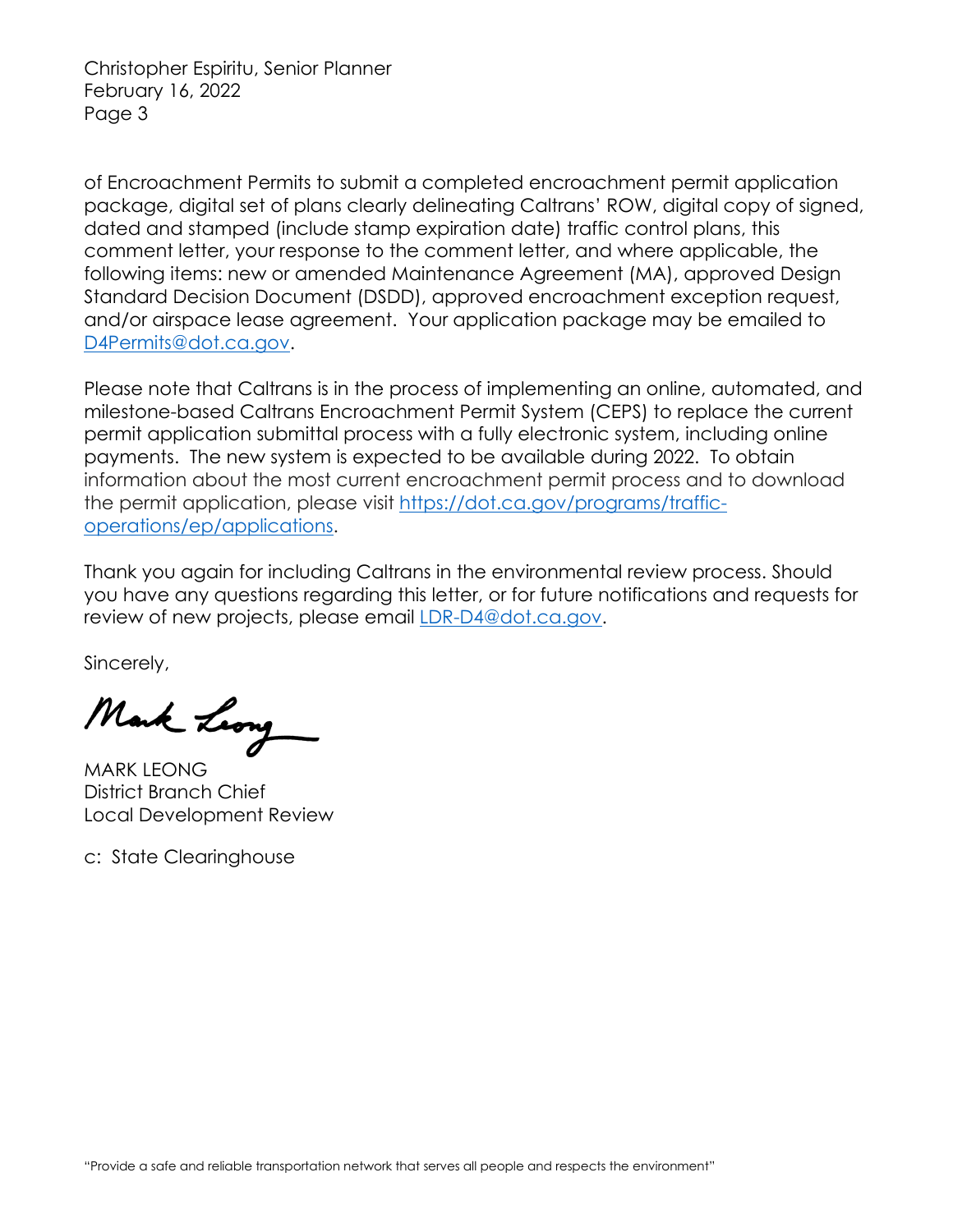of Encroachment Permits to submit a completed encroachment permit application package, digital set of plans clearly delineating Caltrans' ROW, digital copy of signed, dated and stamped (include stamp expiration date) traffic control plans, this comment letter, your response to the comment letter, and where applicable, the following items: new or amended Maintenance Agreement (MA), approved Design Standard Decision Document (DSDD), approved encroachment exception request, and/or airspace lease agreement. Your application package may be emailed to [D4Permits@dot.ca.gov](mailto:D4Permits@dot.ca.gov).

Please note that Caltrans is in the process of implementing an online, automated, and milestone-based Caltrans Encroachment Permit System (CEPS) to replace the current permit application submittal process with a fully electronic system, including online payments. The new system is expected to be available during 2022. To obtain information about the most current encroachment permit process and to download the permit application, please visit [https://dot.ca.gov/programs/traffic-operations/ep/applications](https://dot.ca.gov/programs/traffic-operations/ep/applications).

Thank you again for including Caltrans in the environmental review process. Should you have any questions regarding this letter, or for future notifications and requests for review of new projects, please email [LDR-D4@dot.ca.gov](mailto:LDR-D4@dot.ca.gov).

Sincerely,

Mark Leong

MARK LEONG
District Branch Chief
Local Development Review

c: State Clearinghouse

"Provide a safe and reliable transportation network that serves all people and respects the environment"